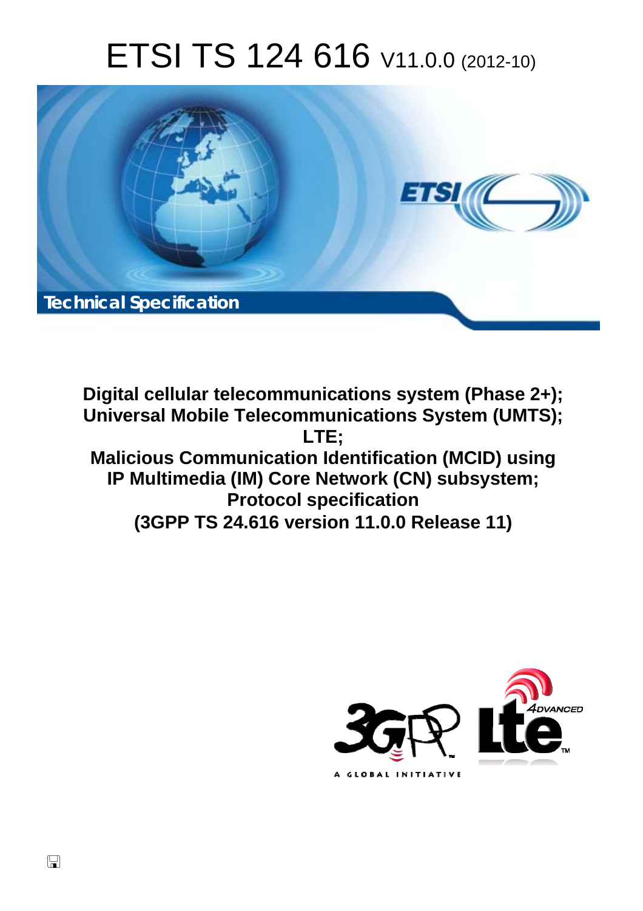# ETSI TS 124 616 V11.0.0 (2012-10)

Technical Specification

**Digital cellular telecommunications system (Phase 2+); Universal Mobile Telecommunications System (UMTS); LTE; Malicious Communication Identification (MCID) using IP Multimedia (IM) Core Network (CN) subsystem; Protocol specification (3GPP TS 24.616 version 11.0.0 Release 11)**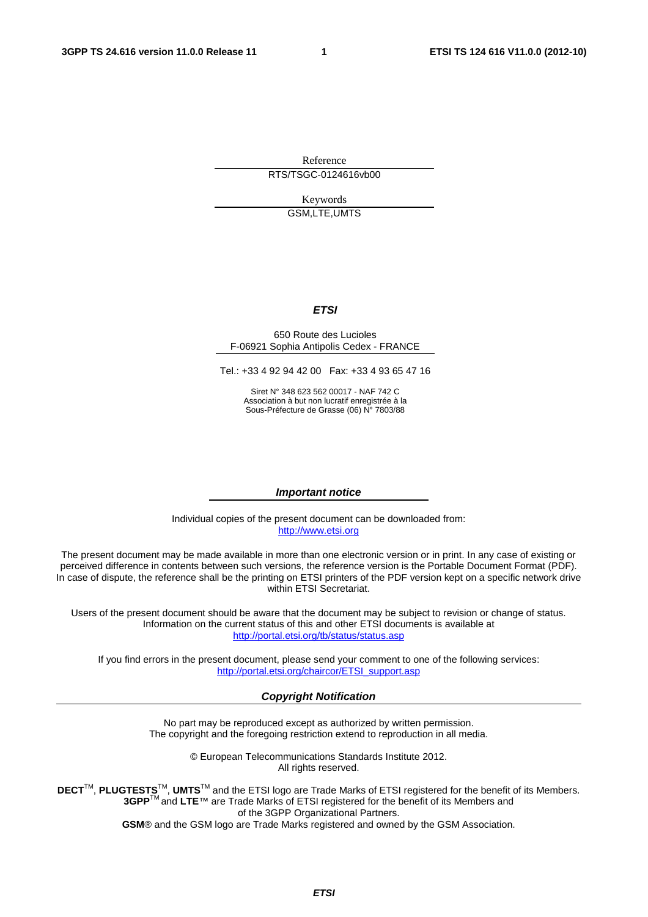Reference

RTS/TSGC-0124616vb00

Keywords

GSM,LTE,UMTS

***ETSI***

650 Route des Lucioles
F-06921 Sophia Antipolis Cedex - FRANCE

Tel.: +33 4 92 94 42 00 Fax: +33 4 93 65 47 16

Siret N° 348 623 562 00017 - NAF 742 C
Association à but non lucratif enregistrée à la
Sous-Préfecture de Grasse (06) N° 7803/88

***Important notice***

Individual copies of the present document can be downloaded from:
http://www.etsi.org

The present document may be made available in more than one electronic version or in print. In any case of existing or perceived difference in contents between such versions, the reference version is the Portable Document Format (PDF). In case of dispute, the reference shall be the printing on ETSI printers of the PDF version kept on a specific network drive within ETSI Secretariat.

Users of the present document should be aware that the document may be subject to revision or change of status. Information on the current status of this and other ETSI documents is available at
http://portal.etsi.org/tb/status/status.asp

If you find errors in the present document, please send your comment to one of the following services:
http://portal.etsi.org/chaircor/ETSI_support.asp

***Copyright Notification***

No part may be reproduced except as authorized by written permission.
The copyright and the foregoing restriction extend to reproduction in all media.

© European Telecommunications Standards Institute 2012.
All rights reserved.

**DECT**™, **PLUGTESTS**™, **UMTS**™ and the ETSI logo are Trade Marks of ETSI registered for the benefit of its Members.
**3GPP**™ and **LTE**™ are Trade Marks of ETSI registered for the benefit of its Members and of the 3GPP Organizational Partners.
**GSM**® and the GSM logo are Trade Marks registered and owned by the GSM Association.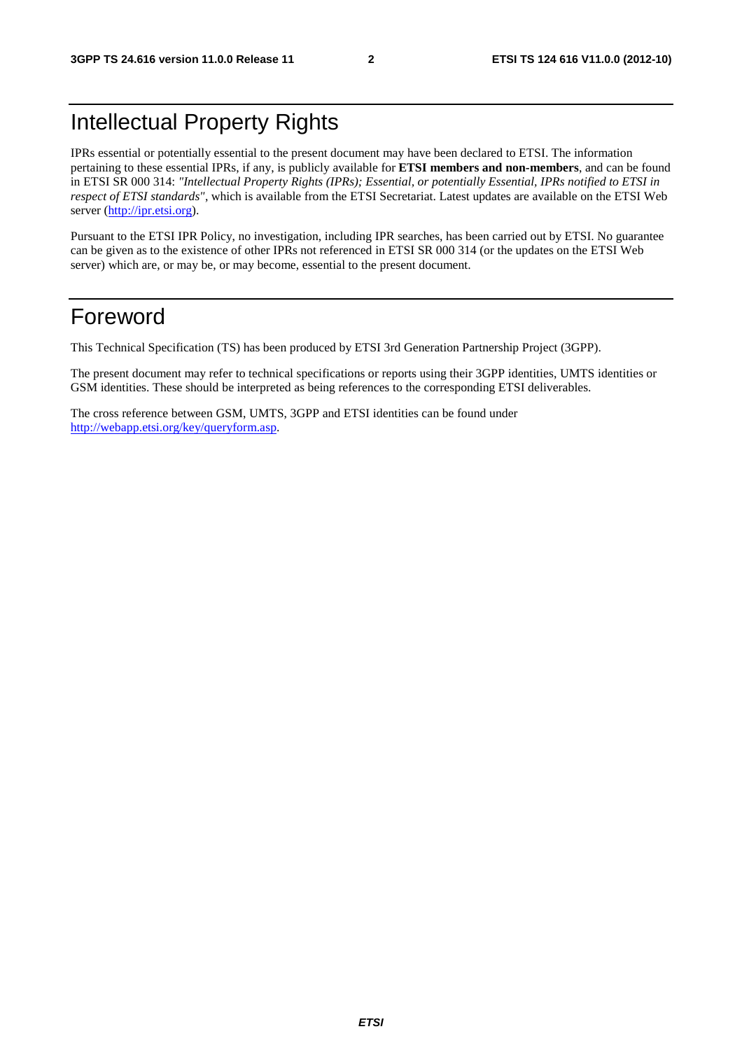# Intellectual Property Rights

IPRs essential or potentially essential to the present document may have been declared to ETSI. The information pertaining to these essential IPRs, if any, is publicly available for **ETSI members and non-members**, and can be found in ETSI SR 000 314: *"Intellectual Property Rights (IPRs); Essential, or potentially Essential, IPRs notified to ETSI in respect of ETSI standards"*, which is available from the ETSI Secretariat. Latest updates are available on the ETSI Web server (http://ipr.etsi.org).

Pursuant to the ETSI IPR Policy, no investigation, including IPR searches, has been carried out by ETSI. No guarantee can be given as to the existence of other IPRs not referenced in ETSI SR 000 314 (or the updates on the ETSI Web server) which are, or may be, or may become, essential to the present document.

# Foreword

This Technical Specification (TS) has been produced by ETSI 3rd Generation Partnership Project (3GPP).

The present document may refer to technical specifications or reports using their 3GPP identities, UMTS identities or GSM identities. These should be interpreted as being references to the corresponding ETSI deliverables.

The cross reference between GSM, UMTS, 3GPP and ETSI identities can be found under http://webapp.etsi.org/key/queryform.asp.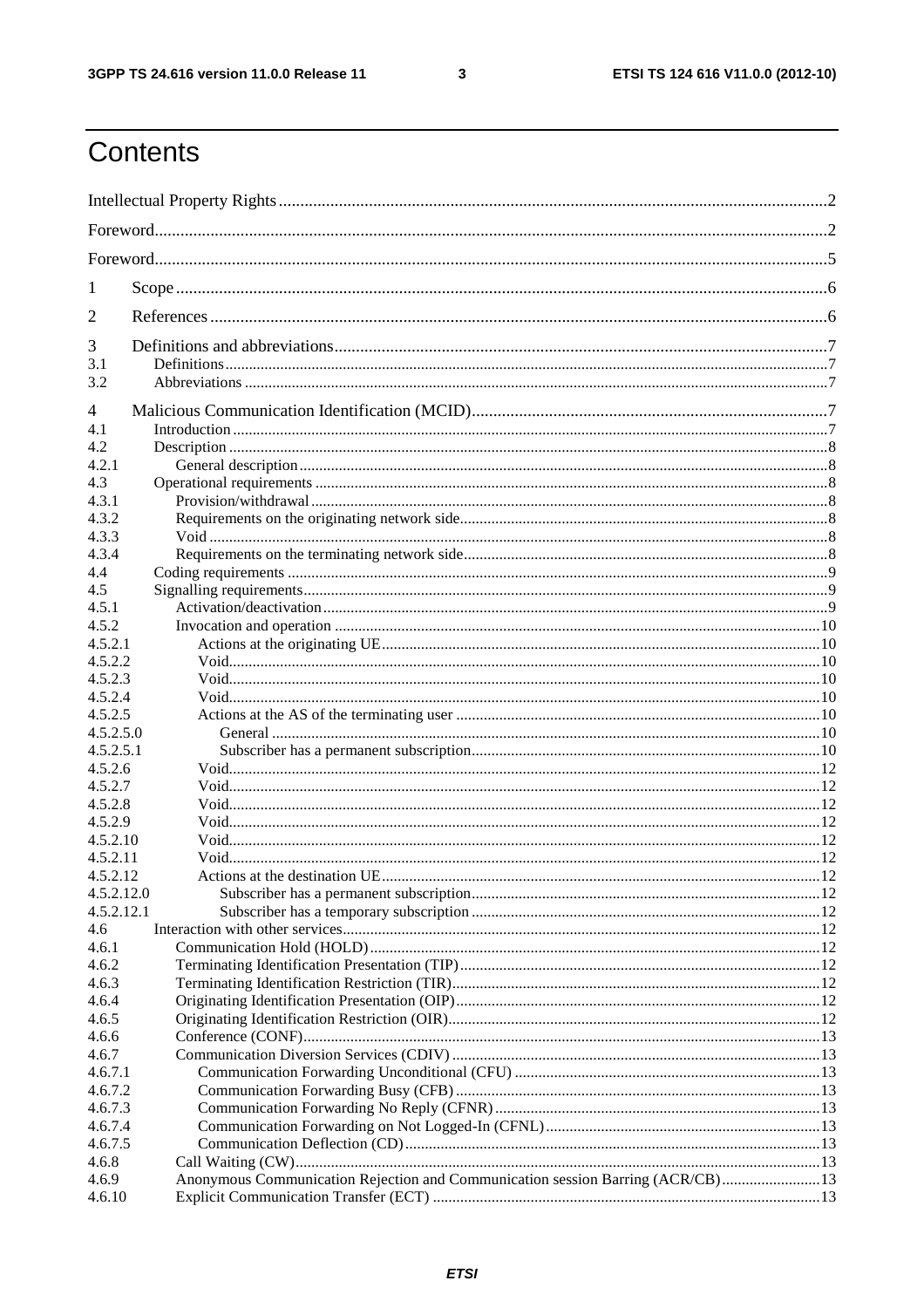# Contents

Intellectual Property Rights ........................................................................................................................ 2

Foreword ........................................................................................................................................................ 2

Foreword ........................................................................................................................................................ 5

1 Scope ......................................................................................................................................................... 6

2 References ................................................................................................................................................. 6

3 Definitions and abbreviations ................................................................................................................... 7
3.1 Definitions .............................................................................................................................................. 7
3.2 Abbreviations ......................................................................................................................................... 7

4 Malicious Communication Identification (MCID) ................................................................................... 7
4.1 Introduction ............................................................................................................................................ 7
4.2 Description ............................................................................................................................................. 8
4.2.1 General description ............................................................................................................................. 8
4.3 Operational requirements ....................................................................................................................... 8
4.3.1 Provision/withdrawal ........................................................................................................................... 8
4.3.2 Requirements on the originating network side ..................................................................................... 8
4.3.3 Void ..................................................................................................................................................... 8
4.3.4 Requirements on the terminating network side ..................................................................................... 8
4.4 Coding requirements .............................................................................................................................. 9
4.5 Signalling requirements .......................................................................................................................... 9
4.5.1 Activation/deactivation ......................................................................................................................... 9
4.5.2 Invocation and operation .................................................................................................................... 10
4.5.2.1 Actions at the originating UE ........................................................................................................... 10
4.5.2.2 Void ................................................................................................................................................ 10
4.5.2.3 Void ................................................................................................................................................ 10
4.5.2.4 Void ................................................................................................................................................ 10
4.5.2.5 Actions at the AS of the terminating user ......................................................................................... 10
4.5.2.5.0 General ........................................................................................................................................ 10
4.5.2.5.1 Subscriber has a permanent subscription ...................................................................................... 10
4.5.2.6 Void ................................................................................................................................................ 12
4.5.2.7 Void ................................................................................................................................................ 12
4.5.2.8 Void ................................................................................................................................................ 12
4.5.2.9 Void ................................................................................................................................................ 12
4.5.2.10 Void .............................................................................................................................................. 12
4.5.2.11 Void .............................................................................................................................................. 12
4.5.2.12 Actions at the destination UE .......................................................................................................... 12
4.5.2.12.0 Subscriber has a permanent subscription ..................................................................................... 12
4.5.2.12.1 Subscriber has a temporary subscription ..................................................................................... 12
4.6 Interaction with other services ............................................................................................................... 12
4.6.1 Communication Hold (HOLD) ............................................................................................................ 12
4.6.2 Terminating Identification Presentation (TIP) ...................................................................................... 12
4.6.3 Terminating Identification Restriction (TIR) ........................................................................................ 12
4.6.4 Originating Identification Presentation (OIP) ....................................................................................... 12
4.6.5 Originating Identification Restriction (OIR) ......................................................................................... 12
4.6.6 Conference (CONF) ............................................................................................................................ 13
4.6.7 Communication Diversion Services (CDIV) ........................................................................................ 13
4.6.7.1 Communication Forwarding Unconditional (CFU) ........................................................................... 13
4.6.7.2 Communication Forwarding Busy (CFB) ......................................................................................... 13
4.6.7.3 Communication Forwarding No Reply (CFNR) ................................................................................ 13
4.6.7.4 Communication Forwarding on Not Logged-In (CFNL) ................................................................... 13
4.6.7.5 Communication Deflection (CD) ...................................................................................................... 13
4.6.8 Call Waiting (CW) .............................................................................................................................. 13
4.6.9 Anonymous Communication Rejection and Communication session Barring (ACR/CB) ........................ 13
4.6.10 Explicit Communication Transfer (ECT) ........................................................................................... 13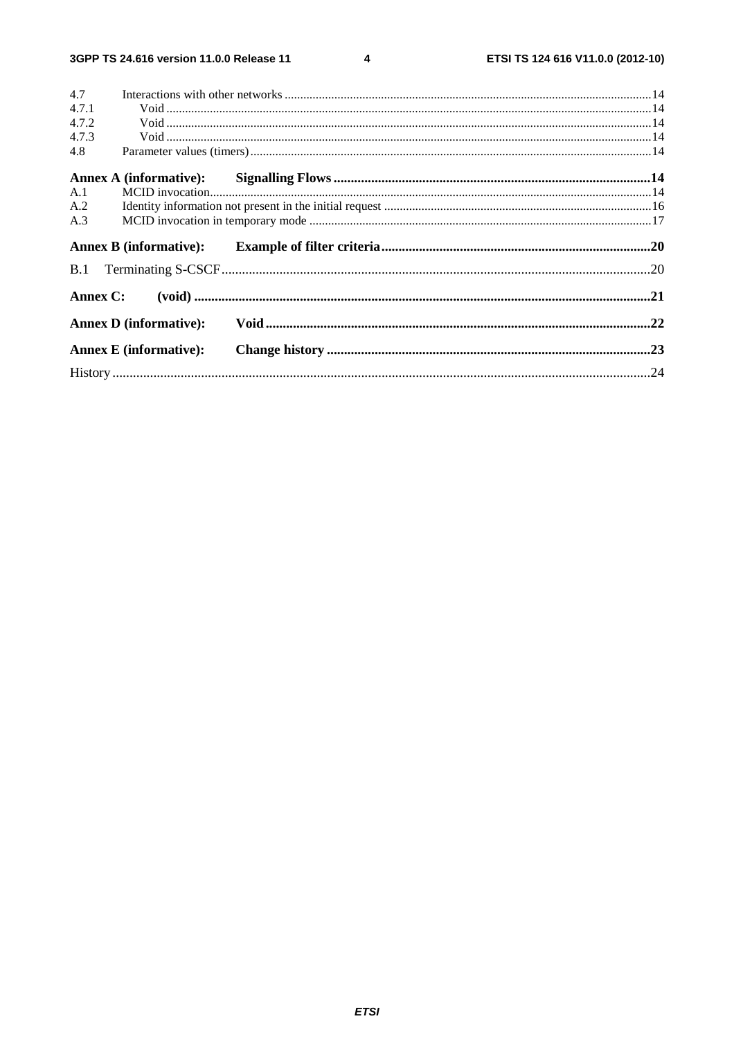4.7 Interactions with other networks ....................................................................................................................14
4.7.1 Void ..........................................................................................................................................................14
4.7.2 Void ..........................................................................................................................................................14
4.7.3 Void ..........................................................................................................................................................14
4.8 Parameter values (timers) ..........................................................................................................................14

**Annex A (informative): Signalling Flows ............................................................................................14**

A.1 MCID invocation..........................................................................................................................................14
A.2 Identity information not present in the initial request ....................................................................................16
A.3 MCID invocation in temporary mode ............................................................................................................17

**Annex B (informative): Example of filter criteria..............................................................................20**

B.1 Terminating S-CSCF.............................................................................................................................20

**Annex C: (void) .....................................................................................................................................21**

**Annex D (informative): Void ................................................................................................................22**

**Annex E (informative): Change history ..............................................................................................23**

History ..............................................................................................................................................................24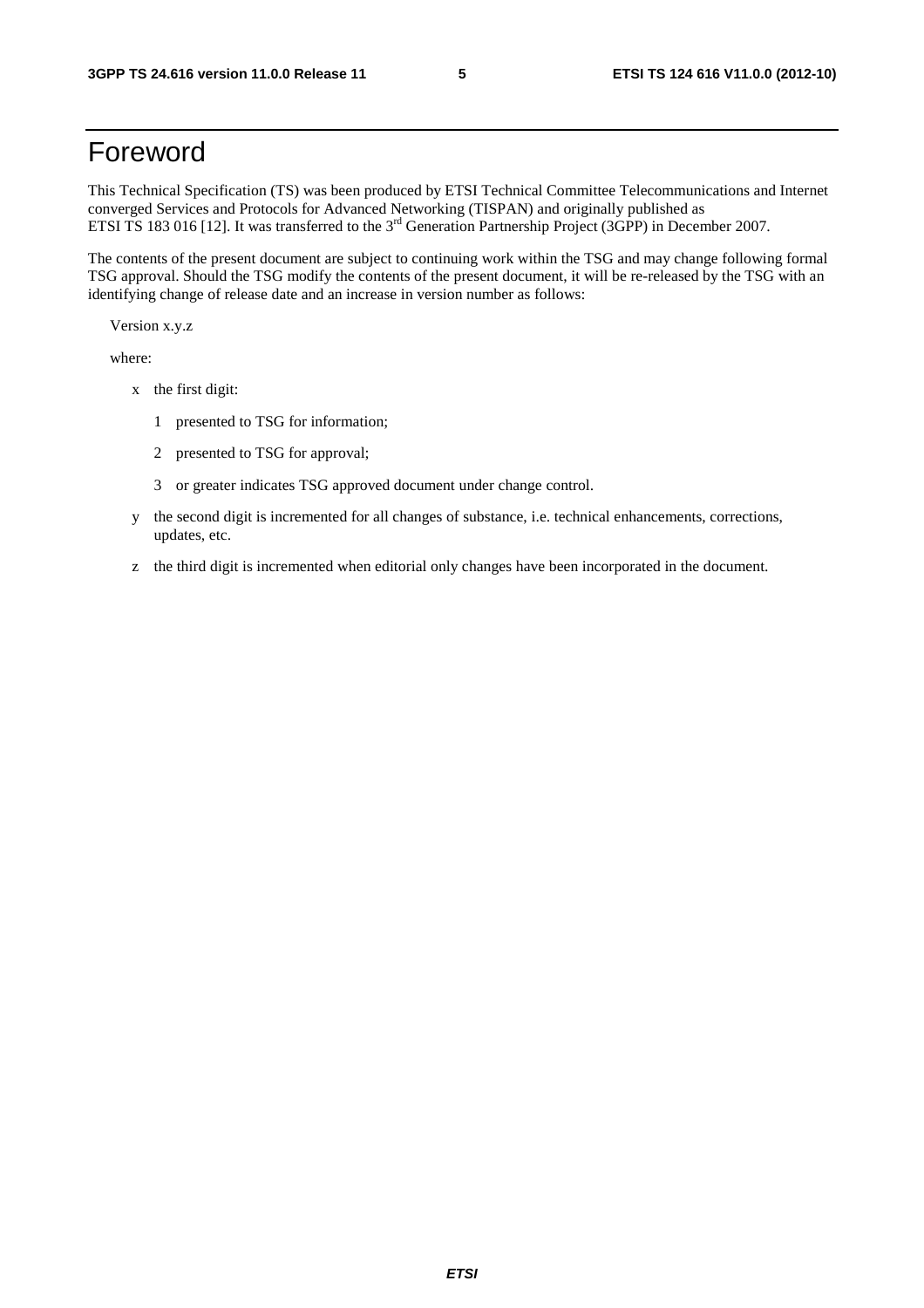# Foreword

This Technical Specification (TS) was been produced by ETSI Technical Committee Telecommunications and Internet converged Services and Protocols for Advanced Networking (TISPAN) and originally published as ETSI TS 183 016 [12]. It was transferred to the 3rd Generation Partnership Project (3GPP) in December 2007.

The contents of the present document are subject to continuing work within the TSG and may change following formal TSG approval. Should the TSG modify the contents of the present document, it will be re-released by the TSG with an identifying change of release date and an increase in version number as follows:

Version x.y.z

where:

- x the first digit:
  - 1 presented to TSG for information;
  - 2 presented to TSG for approval;
  - 3 or greater indicates TSG approved document under change control.
- y the second digit is incremented for all changes of substance, i.e. technical enhancements, corrections, updates, etc.
- z the third digit is incremented when editorial only changes have been incorporated in the document.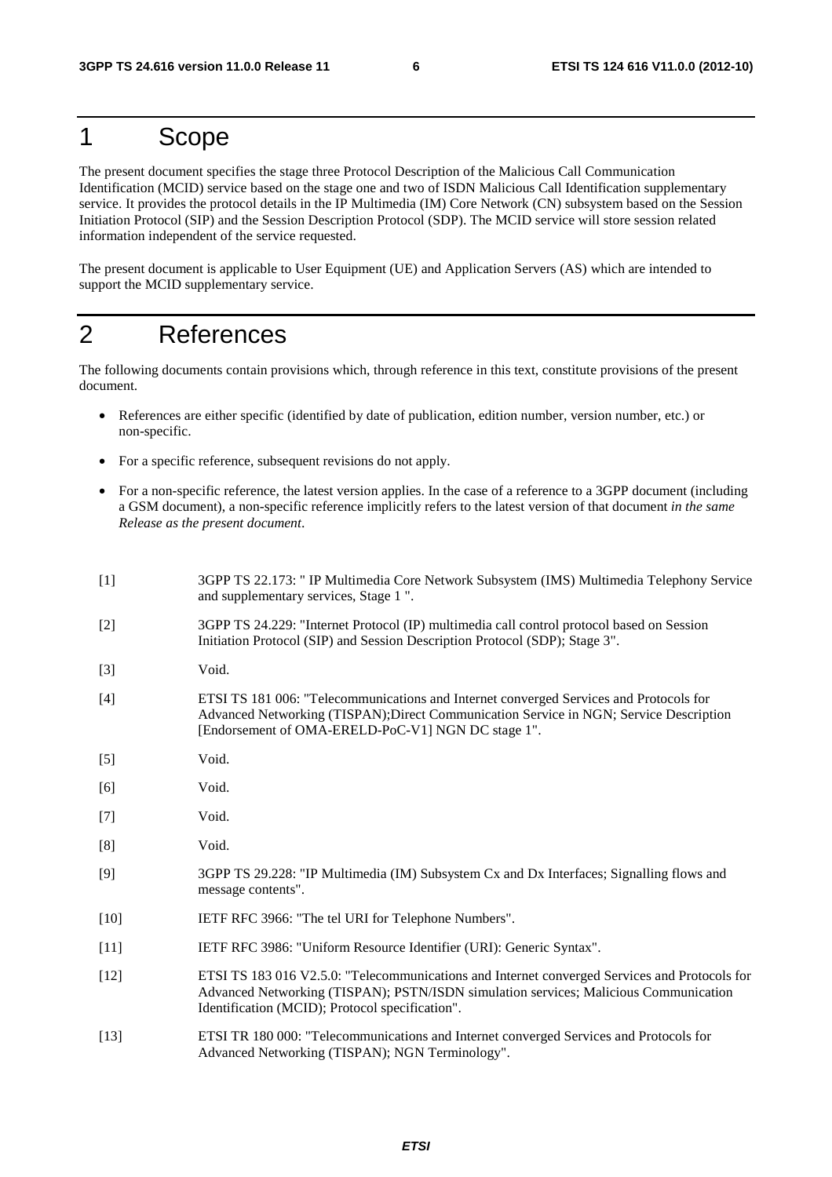# 1 Scope

The present document specifies the stage three Protocol Description of the Malicious Call Communication Identification (MCID) service based on the stage one and two of ISDN Malicious Call Identification supplementary service. It provides the protocol details in the IP Multimedia (IM) Core Network (CN) subsystem based on the Session Initiation Protocol (SIP) and the Session Description Protocol (SDP). The MCID service will store session related information independent of the service requested.

The present document is applicable to User Equipment (UE) and Application Servers (AS) which are intended to support the MCID supplementary service.

# 2 References

The following documents contain provisions which, through reference in this text, constitute provisions of the present document.

- References are either specific (identified by date of publication, edition number, version number, etc.) or non-specific.
- For a specific reference, subsequent revisions do not apply.
- For a non-specific reference, the latest version applies. In the case of a reference to a 3GPP document (including a GSM document), a non-specific reference implicitly refers to the latest version of that document *in the same Release as the present document*.

[1] 3GPP TS 22.173: " IP Multimedia Core Network Subsystem (IMS) Multimedia Telephony Service and supplementary services, Stage 1 ".

[2] 3GPP TS 24.229: "Internet Protocol (IP) multimedia call control protocol based on Session Initiation Protocol (SIP) and Session Description Protocol (SDP); Stage 3".

[3] Void.

[4] ETSI TS 181 006: "Telecommunications and Internet converged Services and Protocols for Advanced Networking (TISPAN);Direct Communication Service in NGN; Service Description [Endorsement of OMA-ERELD-PoC-V1] NGN DC stage 1".

[5] Void.

[6] Void.

[7] Void.

[8] Void.

[9] 3GPP TS 29.228: "IP Multimedia (IM) Subsystem Cx and Dx Interfaces; Signalling flows and message contents".

[10] IETF RFC 3966: "The tel URI for Telephone Numbers".

[11] IETF RFC 3986: "Uniform Resource Identifier (URI): Generic Syntax".

[12] ETSI TS 183 016 V2.5.0: "Telecommunications and Internet converged Services and Protocols for Advanced Networking (TISPAN); PSTN/ISDN simulation services; Malicious Communication Identification (MCID); Protocol specification".

[13] ETSI TR 180 000: "Telecommunications and Internet converged Services and Protocols for Advanced Networking (TISPAN); NGN Terminology".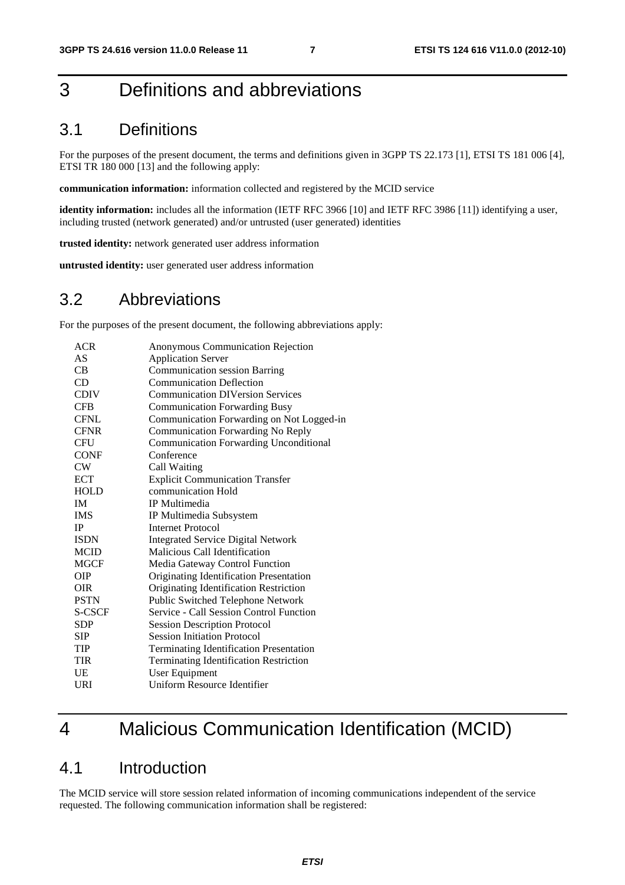# 3 Definitions and abbreviations

## 3.1 Definitions

For the purposes of the present document, the terms and definitions given in 3GPP TS 22.173 [1], ETSI TS 181 006 [4], ETSI TR 180 000 [13] and the following apply:

**communication information:** information collected and registered by the MCID service

**identity information:** includes all the information (IETF RFC 3966 [10] and IETF RFC 3986 [11]) identifying a user, including trusted (network generated) and/or untrusted (user generated) identities

**trusted identity:** network generated user address information

**untrusted identity:** user generated user address information

## 3.2 Abbreviations

For the purposes of the present document, the following abbreviations apply:

| | |
|---|---|
| ACR | Anonymous Communication Rejection |
| AS | Application Server |
| CB | Communication session Barring |
| CD | Communication Deflection |
| CDIV | Communication DIVersion Services |
| CFB | Communication Forwarding Busy |
| CFNL | Communication Forwarding on Not Logged-in |
| CFNR | Communication Forwarding No Reply |
| CFU | Communication Forwarding Unconditional |
| CONF | Conference |
| CW | Call Waiting |
| ECT | Explicit Communication Transfer |
| HOLD | communication Hold |
| IM | IP Multimedia |
| IMS | IP Multimedia Subsystem |
| IP | Internet Protocol |
| ISDN | Integrated Service Digital Network |
| MCID | Malicious Call Identification |
| MGCF | Media Gateway Control Function |
| OIP | Originating Identification Presentation |
| OIR | Originating Identification Restriction |
| PSTN | Public Switched Telephone Network |
| S-CSCF | Service - Call Session Control Function |
| SDP | Session Description Protocol |
| SIP | Session Initiation Protocol |
| TIP | Terminating Identification Presentation |
| TIR | Terminating Identification Restriction |
| UE | User Equipment |
| URI | Uniform Resource Identifier |

# 4 Malicious Communication Identification (MCID)

## 4.1 Introduction

The MCID service will store session related information of incoming communications independent of the service requested. The following communication information shall be registered: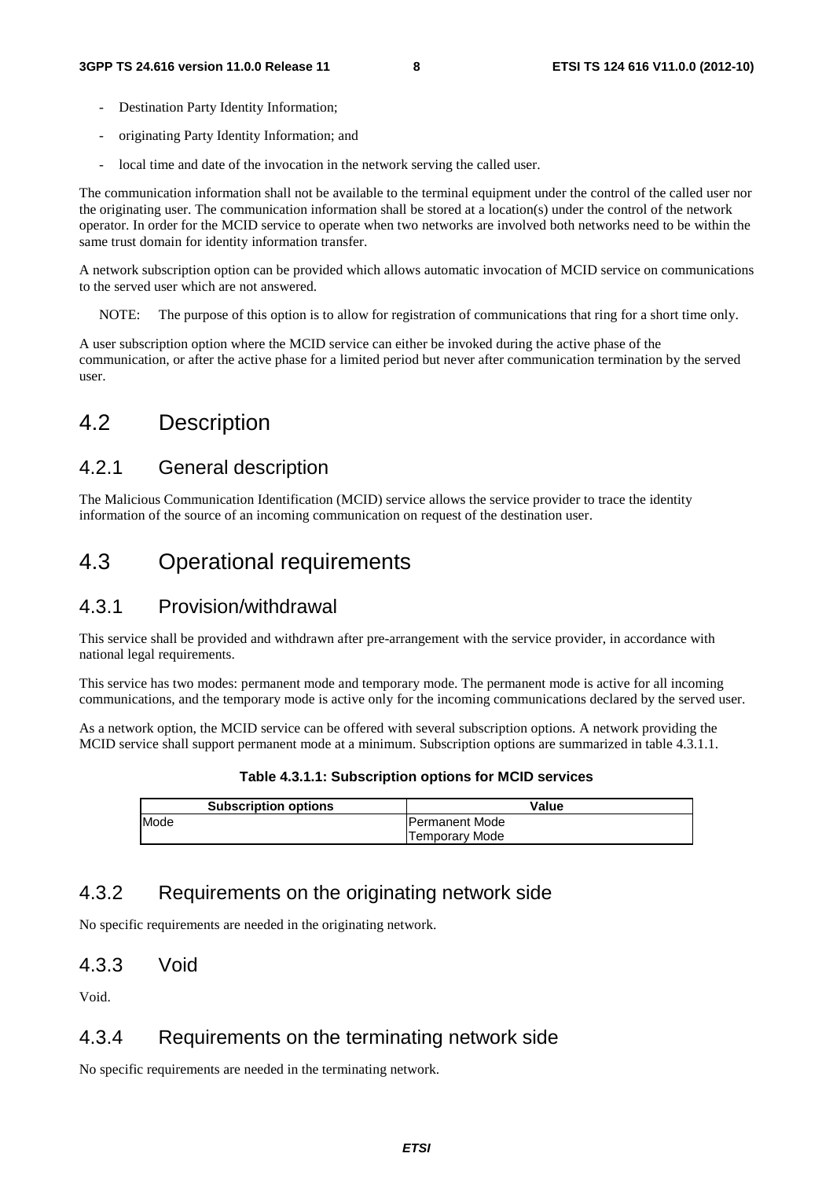- Destination Party Identity Information;
- originating Party Identity Information; and
- local time and date of the invocation in the network serving the called user.

The communication information shall not be available to the terminal equipment under the control of the called user nor the originating user. The communication information shall be stored at a location(s) under the control of the network operator. In order for the MCID service to operate when two networks are involved both networks need to be within the same trust domain for identity information transfer.

A network subscription option can be provided which allows automatic invocation of MCID service on communications to the served user which are not answered.

NOTE: The purpose of this option is to allow for registration of communications that ring for a short time only.

A user subscription option where the MCID service can either be invoked during the active phase of the communication, or after the active phase for a limited period but never after communication termination by the served user.

# 4.2 Description

## 4.2.1 General description

The Malicious Communication Identification (MCID) service allows the service provider to trace the identity information of the source of an incoming communication on request of the destination user.

# 4.3 Operational requirements

## 4.3.1 Provision/withdrawal

This service shall be provided and withdrawn after pre-arrangement with the service provider, in accordance with national legal requirements.

This service has two modes: permanent mode and temporary mode. The permanent mode is active for all incoming communications, and the temporary mode is active only for the incoming communications declared by the served user.

As a network option, the MCID service can be offered with several subscription options. A network providing the MCID service shall support permanent mode at a minimum. Subscription options are summarized in table 4.3.1.1.

**Table 4.3.1.1: Subscription options for MCID services**

| Subscription options | Value |
|---|---|
| Mode | Permanent Mode<br>Temporary Mode |

## 4.3.2 Requirements on the originating network side

No specific requirements are needed in the originating network.

## 4.3.3 Void

Void.

## 4.3.4 Requirements on the terminating network side

No specific requirements are needed in the terminating network.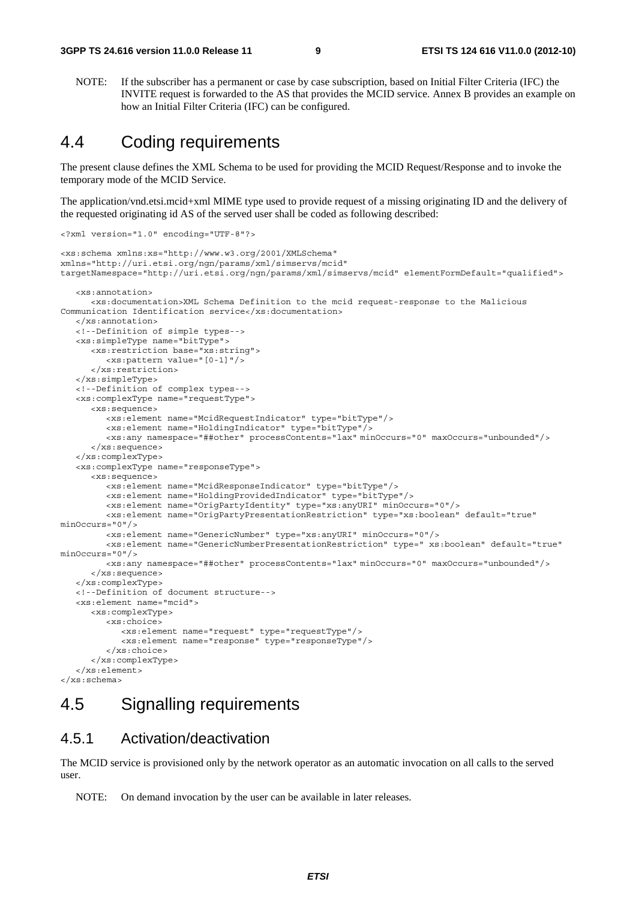NOTE: If the subscriber has a permanent or case by case subscription, based on Initial Filter Criteria (IFC) the INVITE request is forwarded to the AS that provides the MCID service. Annex B provides an example on how an Initial Filter Criteria (IFC) can be configured.

# 4.4 Coding requirements

The present clause defines the XML Schema to be used for providing the MCID Request/Response and to invoke the temporary mode of the MCID Service.

The application/vnd.etsi.mcid+xml MIME type used to provide request of a missing originating ID and the delivery of the requested originating id AS of the served user shall be coded as following described:

```
<?xml version="1.0" encoding="UTF-8"?>

<xs:schema xmlns:xs="http://www.w3.org/2001/XMLSchema"
xmlns="http://uri.etsi.org/ngn/params/xml/simservs/mcid"
targetNamespace="http://uri.etsi.org/ngn/params/xml/simservs/mcid" elementFormDefault="qualified">

   <xs:annotation>
      <xs:documentation>XML Schema Definition to the mcid request-response to the Malicious
Communication Identification service</xs:documentation>
   </xs:annotation>
   <!--Definition of simple types-->
   <xs:simpleType name="bitType">
      <xs:restriction base="xs:string">
         <xs:pattern value="[0-1]"/>
      </xs:restriction>
   </xs:simpleType>
   <!--Definition of complex types-->
   <xs:complexType name="requestType">
      <xs:sequence>
         <xs:element name="McidRequestIndicator" type="bitType"/>
         <xs:element name="HoldingIndicator" type="bitType"/>
         <xs:any namespace="##other" processContents="lax" minOccurs="0" maxOccurs="unbounded"/>
      </xs:sequence>
   </xs:complexType>
   <xs:complexType name="responseType">
      <xs:sequence>
         <xs:element name="McidResponseIndicator" type="bitType"/>
         <xs:element name="HoldingProvidedIndicator" type="bitType"/>
         <xs:element name="OrigPartyIdentity" type="xs:anyURI" minOccurs="0"/>
         <xs:element name="OrigPartyPresentationRestriction" type="xs:boolean" default="true"
minOccurs="0"/>
         <xs:element name="GenericNumber" type="xs:anyURI" minOccurs="0"/>
         <xs:element name="GenericNumberPresentationRestriction" type=" xs:boolean" default="true"
minOccurs="0"/>
         <xs:any namespace="##other" processContents="lax" minOccurs="0" maxOccurs="unbounded"/>
      </xs:sequence>
   </xs:complexType>
   <!--Definition of document structure-->
   <xs:element name="mcid">
      <xs:complexType>
         <xs:choice>
            <xs:element name="request" type="requestType"/>
            <xs:element name="response" type="responseType"/>
         </xs:choice>
      </xs:complexType>
   </xs:element>
</xs:schema>
```

# 4.5 Signalling requirements

## 4.5.1 Activation/deactivation

The MCID service is provisioned only by the network operator as an automatic invocation on all calls to the served user.

NOTE: On demand invocation by the user can be available in later releases.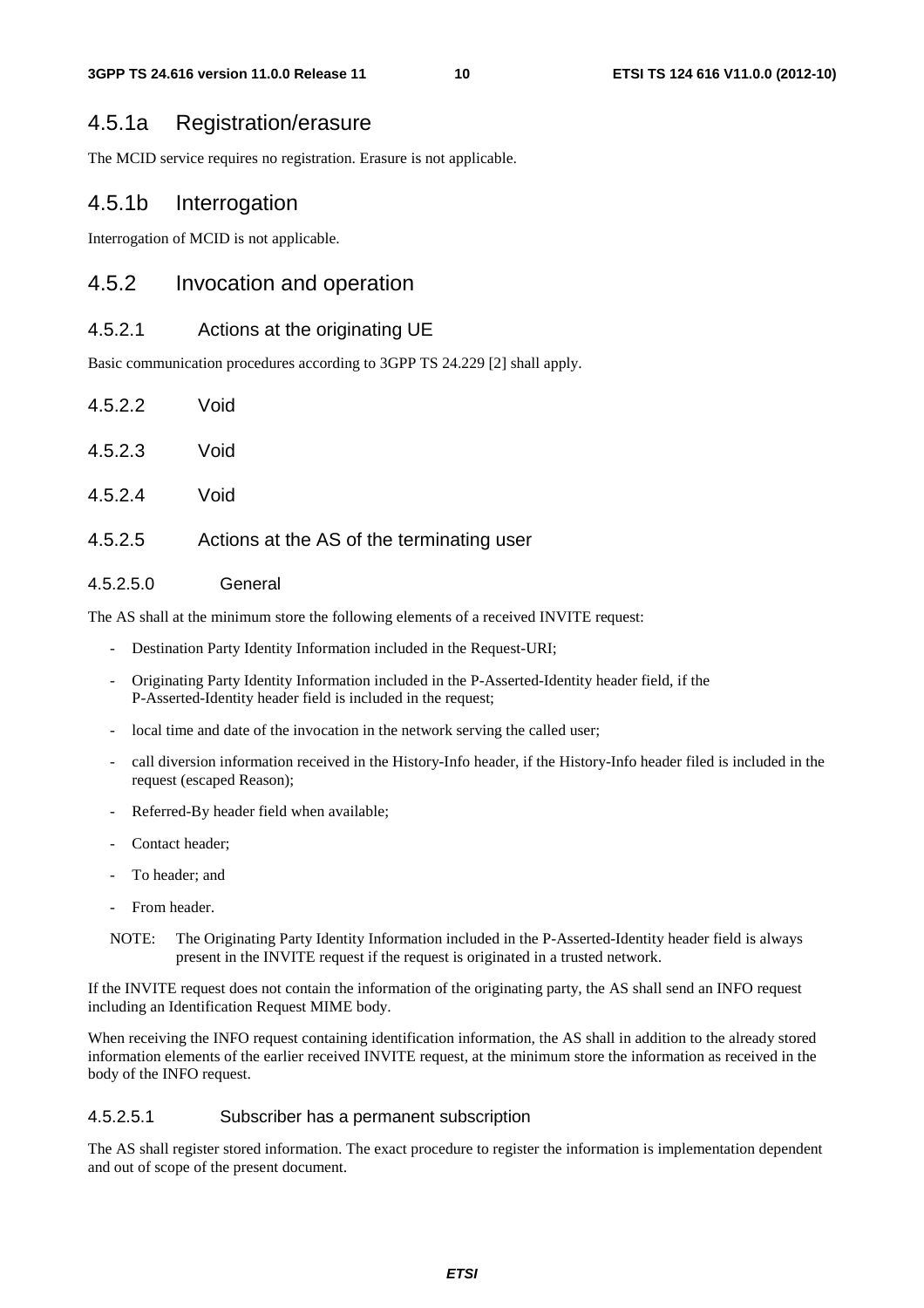### 4.5.1a Registration/erasure

The MCID service requires no registration. Erasure is not applicable.

### 4.5.1b Interrogation

Interrogation of MCID is not applicable.

### 4.5.2 Invocation and operation

#### 4.5.2.1 Actions at the originating UE

Basic communication procedures according to 3GPP TS 24.229 [2] shall apply.

#### 4.5.2.2 Void

#### 4.5.2.3 Void

#### 4.5.2.4 Void

#### 4.5.2.5 Actions at the AS of the terminating user

##### 4.5.2.5.0 General

The AS shall at the minimum store the following elements of a received INVITE request:

- Destination Party Identity Information included in the Request-URI;
- Originating Party Identity Information included in the P-Asserted-Identity header field, if the P-Asserted-Identity header field is included in the request;
- local time and date of the invocation in the network serving the called user;
- call diversion information received in the History-Info header, if the History-Info header filed is included in the request (escaped Reason);
- Referred-By header field when available;
- Contact header;
- To header; and
- From header.

NOTE: The Originating Party Identity Information included in the P-Asserted-Identity header field is always present in the INVITE request if the request is originated in a trusted network.

If the INVITE request does not contain the information of the originating party, the AS shall send an INFO request including an Identification Request MIME body.

When receiving the INFO request containing identification information, the AS shall in addition to the already stored information elements of the earlier received INVITE request, at the minimum store the information as received in the body of the INFO request.

##### 4.5.2.5.1 Subscriber has a permanent subscription

The AS shall register stored information. The exact procedure to register the information is implementation dependent and out of scope of the present document.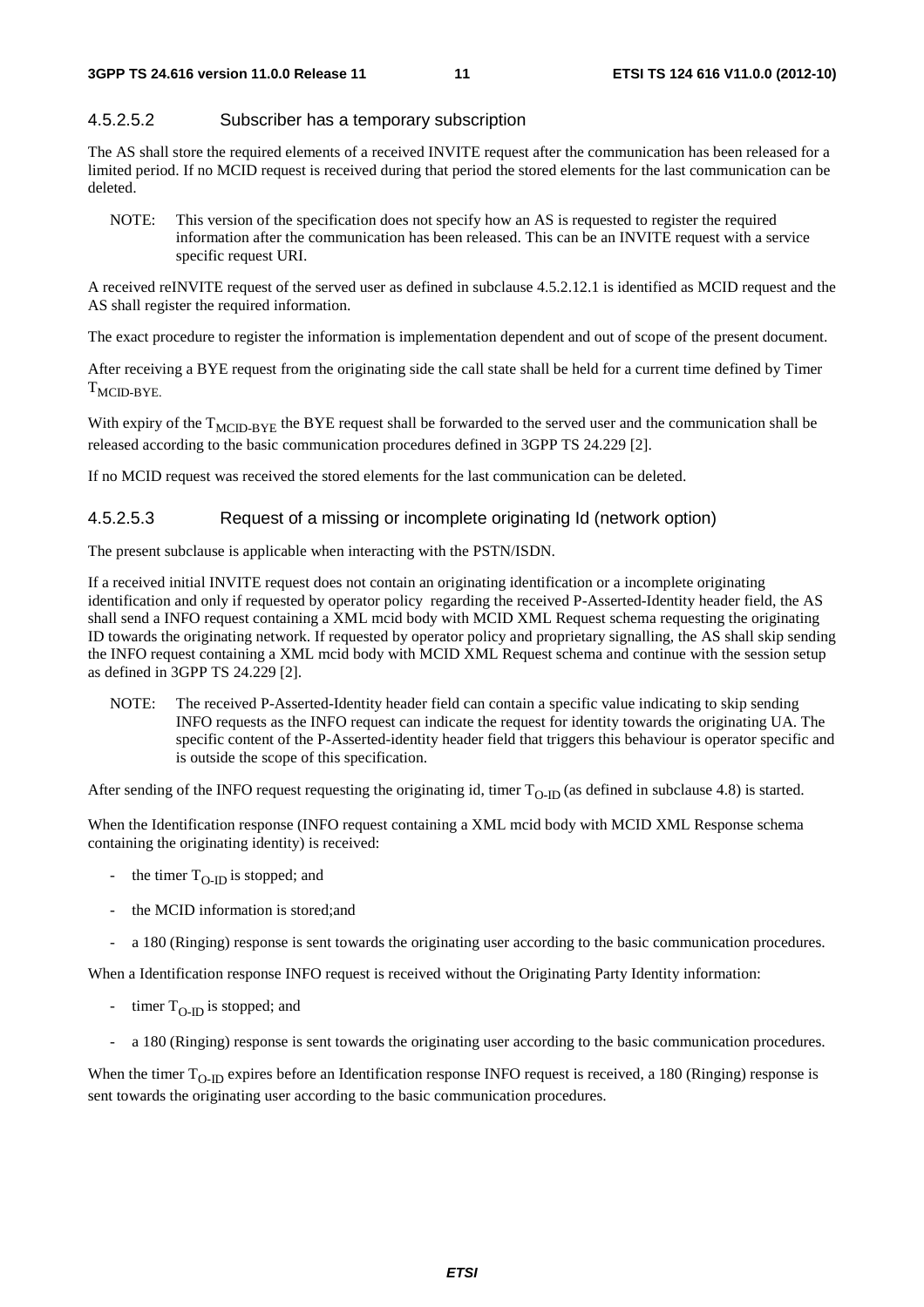#### 4.5.2.5.2 Subscriber has a temporary subscription

The AS shall store the required elements of a received INVITE request after the communication has been released for a limited period. If no MCID request is received during that period the stored elements for the last communication can be deleted.

NOTE: This version of the specification does not specify how an AS is requested to register the required information after the communication has been released. This can be an INVITE request with a service specific request URI.

A received reINVITE request of the served user as defined in subclause 4.5.2.12.1 is identified as MCID request and the AS shall register the required information.

The exact procedure to register the information is implementation dependent and out of scope of the present document.

After receiving a BYE request from the originating side the call state shall be held for a current time defined by Timer $T_{MCID\text{-}BYE.}$

With expiry of the $T_{MCID\text{-}BYE}$ the BYE request shall be forwarded to the served user and the communication shall be released according to the basic communication procedures defined in 3GPP TS 24.229 [2].

If no MCID request was received the stored elements for the last communication can be deleted.

#### 4.5.2.5.3 Request of a missing or incomplete originating Id (network option)

The present subclause is applicable when interacting with the PSTN/ISDN.

If a received initial INVITE request does not contain an originating identification or a incomplete originating identification and only if requested by operator policy regarding the received P-Asserted-Identity header field, the AS shall send a INFO request containing a XML mcid body with MCID XML Request schema requesting the originating ID towards the originating network. If requested by operator policy and proprietary signalling, the AS shall skip sending the INFO request containing a XML mcid body with MCID XML Request schema and continue with the session setup as defined in 3GPP TS 24.229 [2].

NOTE: The received P-Asserted-Identity header field can contain a specific value indicating to skip sending INFO requests as the INFO request can indicate the request for identity towards the originating UA. The specific content of the P-Asserted-identity header field that triggers this behaviour is operator specific and is outside the scope of this specification.

After sending of the INFO request requesting the originating id, timer $T_{O\text{-}ID}$ (as defined in subclause 4.8) is started.

When the Identification response (INFO request containing a XML mcid body with MCID XML Response schema containing the originating identity) is received:

- the timer $T_{O\text{-}ID}$ is stopped; and
- the MCID information is stored;and
- a 180 (Ringing) response is sent towards the originating user according to the basic communication procedures.

When a Identification response INFO request is received without the Originating Party Identity information:

- timer $T_{O\text{-}ID}$ is stopped; and
- a 180 (Ringing) response is sent towards the originating user according to the basic communication procedures.

When the timer $T_{O\text{-}ID}$ expires before an Identification response INFO request is received, a 180 (Ringing) response is sent towards the originating user according to the basic communication procedures.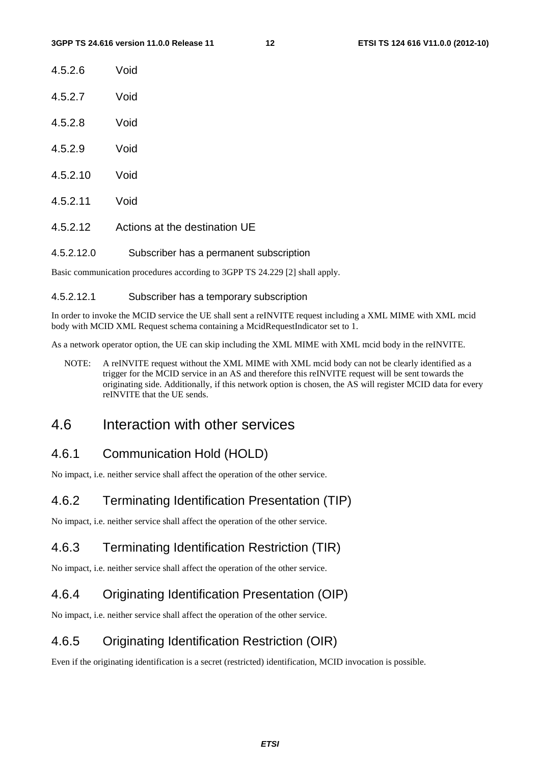#### 4.5.2.6 Void

#### 4.5.2.7 Void

#### 4.5.2.8 Void

#### 4.5.2.9 Void

#### 4.5.2.10 Void

#### 4.5.2.11 Void

#### 4.5.2.12 Actions at the destination UE

##### 4.5.2.12.0 Subscriber has a permanent subscription

Basic communication procedures according to 3GPP TS 24.229 [2] shall apply.

##### 4.5.2.12.1 Subscriber has a temporary subscription

In order to invoke the MCID service the UE shall sent a reINVITE request including a XML MIME with XML mcid body with MCID XML Request schema containing a McidRequestIndicator set to 1.

As a network operator option, the UE can skip including the XML MIME with XML mcid body in the reINVITE.

NOTE: A reINVITE request without the XML MIME with XML mcid body can not be clearly identified as a trigger for the MCID service in an AS and therefore this reINVITE request will be sent towards the originating side. Additionally, if this network option is chosen, the AS will register MCID data for every reINVITE that the UE sends.

## 4.6 Interaction with other services

### 4.6.1 Communication Hold (HOLD)

No impact, i.e. neither service shall affect the operation of the other service.

### 4.6.2 Terminating Identification Presentation (TIP)

No impact, i.e. neither service shall affect the operation of the other service.

### 4.6.3 Terminating Identification Restriction (TIR)

No impact, i.e. neither service shall affect the operation of the other service.

### 4.6.4 Originating Identification Presentation (OIP)

No impact, i.e. neither service shall affect the operation of the other service.

### 4.6.5 Originating Identification Restriction (OIR)

Even if the originating identification is a secret (restricted) identification, MCID invocation is possible.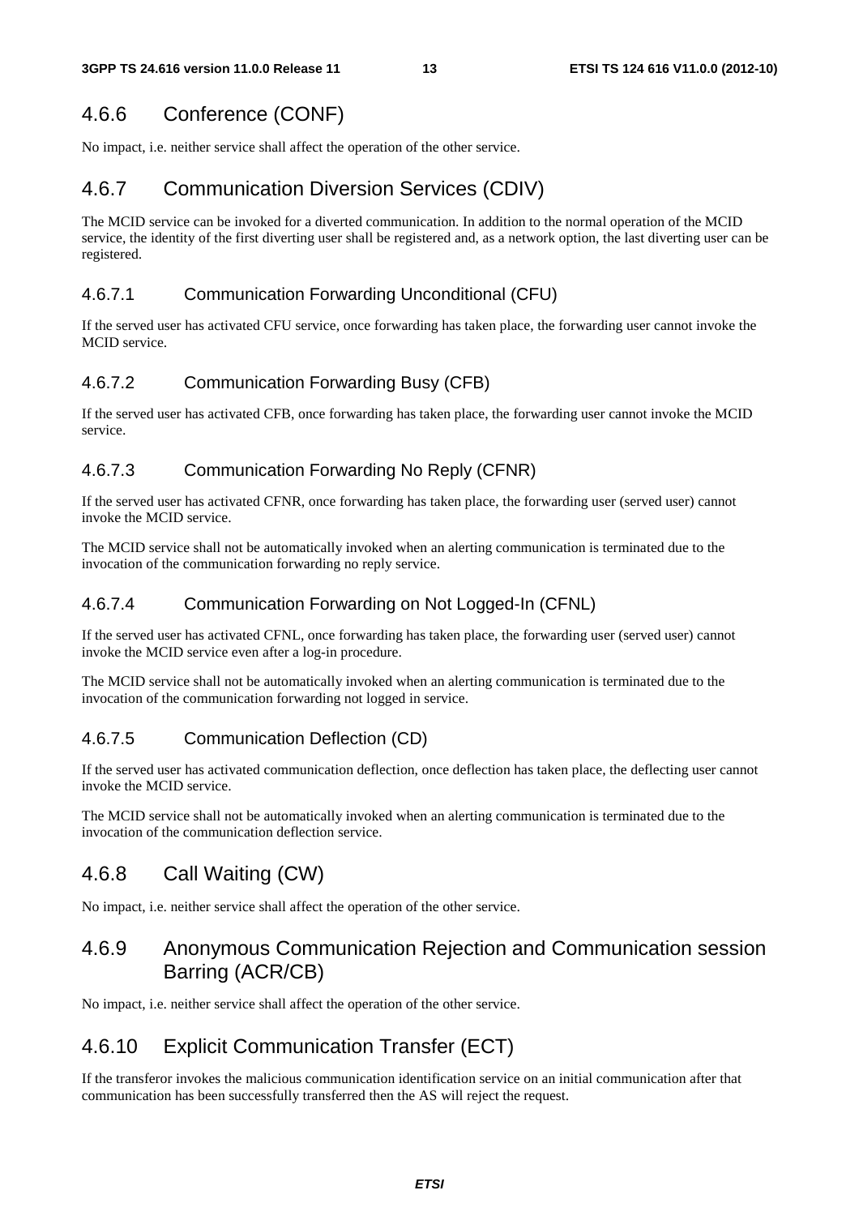### 4.6.6 Conference (CONF)

No impact, i.e. neither service shall affect the operation of the other service.

### 4.6.7 Communication Diversion Services (CDIV)

The MCID service can be invoked for a diverted communication. In addition to the normal operation of the MCID service, the identity of the first diverting user shall be registered and, as a network option, the last diverting user can be registered.

#### 4.6.7.1 Communication Forwarding Unconditional (CFU)

If the served user has activated CFU service, once forwarding has taken place, the forwarding user cannot invoke the MCID service.

#### 4.6.7.2 Communication Forwarding Busy (CFB)

If the served user has activated CFB, once forwarding has taken place, the forwarding user cannot invoke the MCID service.

#### 4.6.7.3 Communication Forwarding No Reply (CFNR)

If the served user has activated CFNR, once forwarding has taken place, the forwarding user (served user) cannot invoke the MCID service.

The MCID service shall not be automatically invoked when an alerting communication is terminated due to the invocation of the communication forwarding no reply service.

#### 4.6.7.4 Communication Forwarding on Not Logged-In (CFNL)

If the served user has activated CFNL, once forwarding has taken place, the forwarding user (served user) cannot invoke the MCID service even after a log-in procedure.

The MCID service shall not be automatically invoked when an alerting communication is terminated due to the invocation of the communication forwarding not logged in service.

#### 4.6.7.5 Communication Deflection (CD)

If the served user has activated communication deflection, once deflection has taken place, the deflecting user cannot invoke the MCID service.

The MCID service shall not be automatically invoked when an alerting communication is terminated due to the invocation of the communication deflection service.

### 4.6.8 Call Waiting (CW)

No impact, i.e. neither service shall affect the operation of the other service.

### 4.6.9 Anonymous Communication Rejection and Communication session Barring (ACR/CB)

No impact, i.e. neither service shall affect the operation of the other service.

### 4.6.10 Explicit Communication Transfer (ECT)

If the transferor invokes the malicious communication identification service on an initial communication after that communication has been successfully transferred then the AS will reject the request.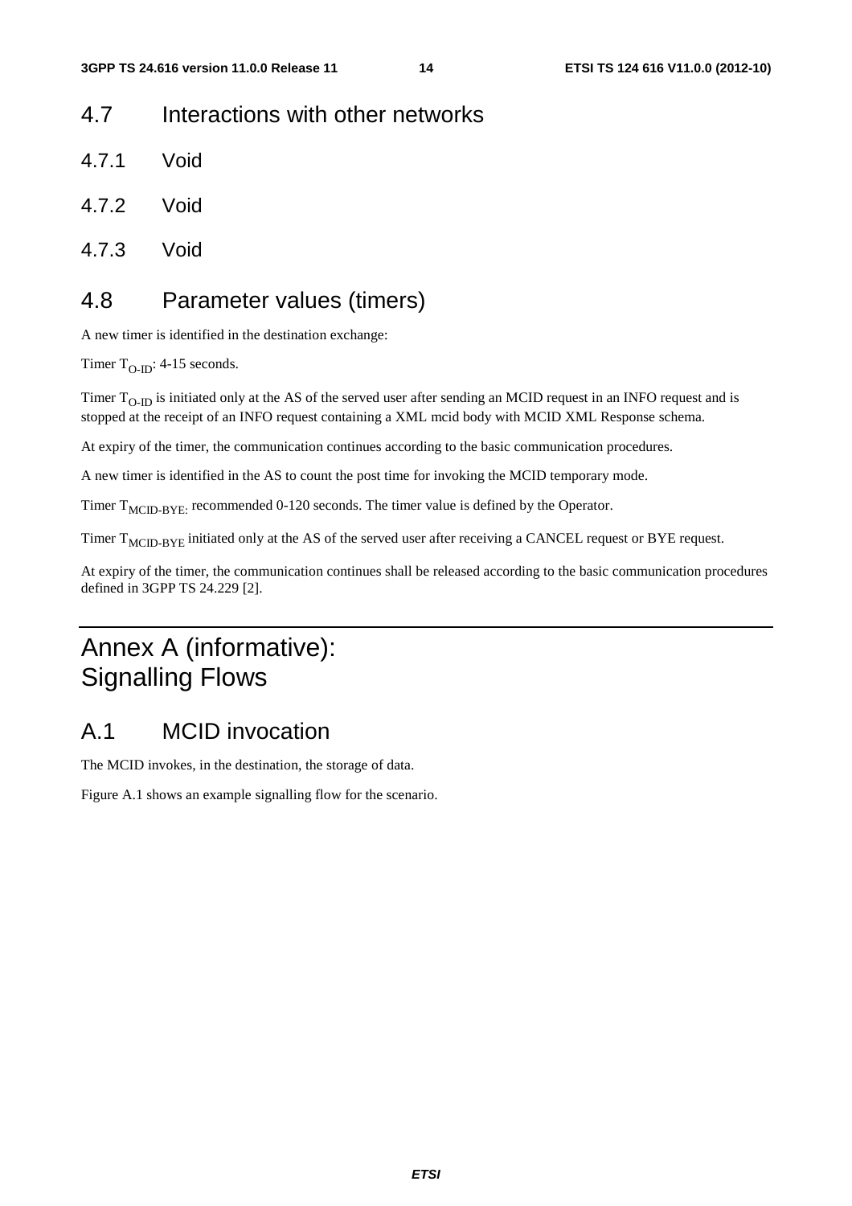## 4.7 Interactions with other networks

### 4.7.1 Void

### 4.7.2 Void

### 4.7.3 Void

## 4.8 Parameter values (timers)

A new timer is identified in the destination exchange:

Timer $T_{O-ID}$: 4-15 seconds.

Timer $T_{O-ID}$ is initiated only at the AS of the served user after sending an MCID request in an INFO request and is stopped at the receipt of an INFO request containing a XML mcid body with MCID XML Response schema.

At expiry of the timer, the communication continues according to the basic communication procedures.

A new timer is identified in the AS to count the post time for invoking the MCID temporary mode.

Timer $T_{MCID-BYE:}$ recommended 0-120 seconds. The timer value is defined by the Operator.

Timer $T_{MCID-BYE}$ initiated only at the AS of the served user after receiving a CANCEL request or BYE request.

At expiry of the timer, the communication continues shall be released according to the basic communication procedures defined in 3GPP TS 24.229 [2].

# Annex A (informative): Signalling Flows

## A.1 MCID invocation

The MCID invokes, in the destination, the storage of data.

Figure A.1 shows an example signalling flow for the scenario.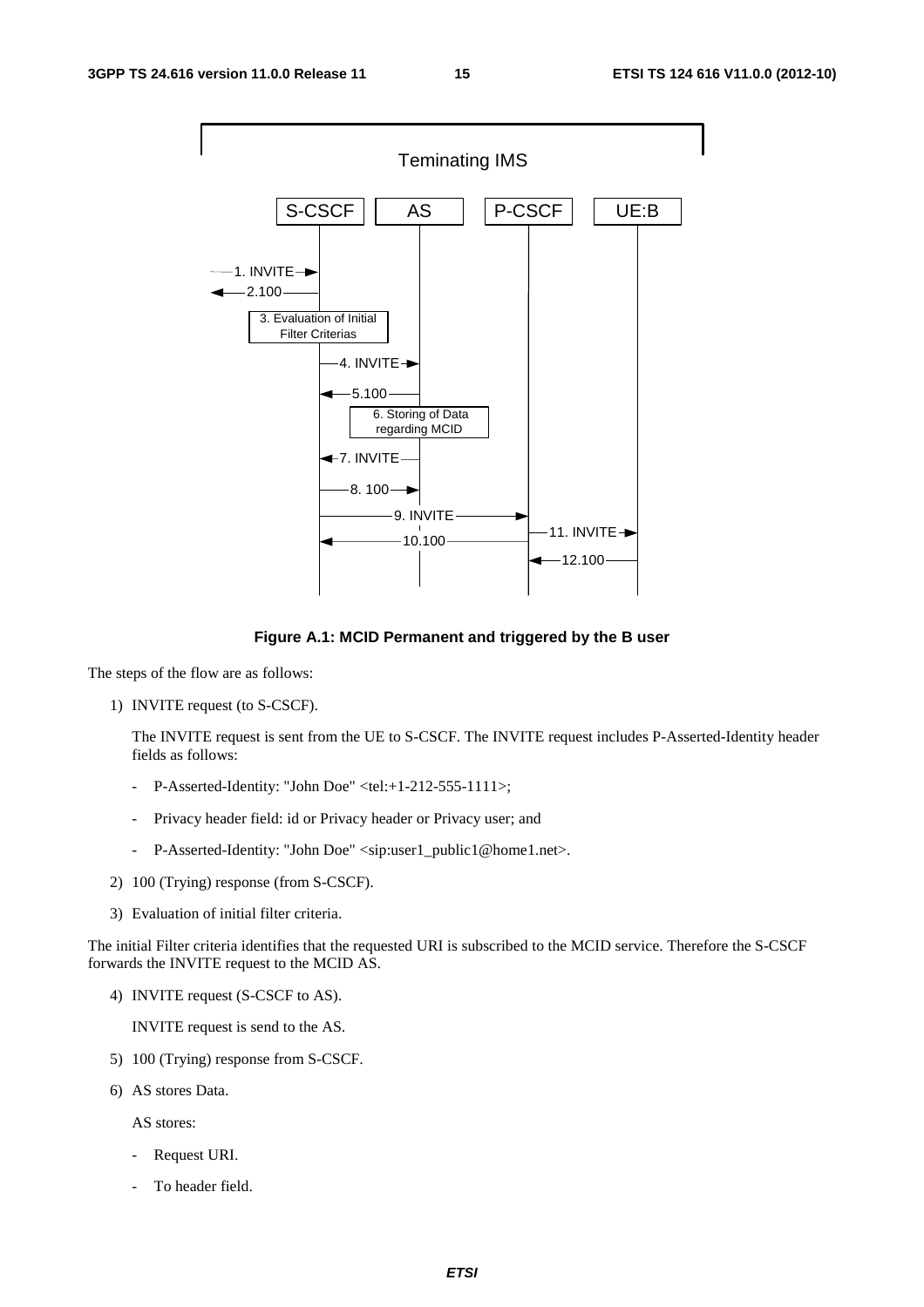**Figure A.1: MCID Permanent and triggered by the B user**

The steps of the flow are as follows:

1) INVITE request (to S-CSCF).

   The INVITE request is sent from the UE to S-CSCF. The INVITE request includes P-Asserted-Identity header fields as follows:

   - P-Asserted-Identity: "John Doe" <tel:+1-212-555-1111>;
   - Privacy header field: id or Privacy header or Privacy user; and
   - P-Asserted-Identity: "John Doe" <sip:user1_public1@home1.net>.

2) 100 (Trying) response (from S-CSCF).

3) Evaluation of initial filter criteria.

The initial Filter criteria identifies that the requested URI is subscribed to the MCID service. Therefore the S-CSCF forwards the INVITE request to the MCID AS.

4) INVITE request (S-CSCF to AS).

   INVITE request is send to the AS.

5) 100 (Trying) response from S-CSCF.

6) AS stores Data.

   AS stores:

   - Request URI.
   - To header field.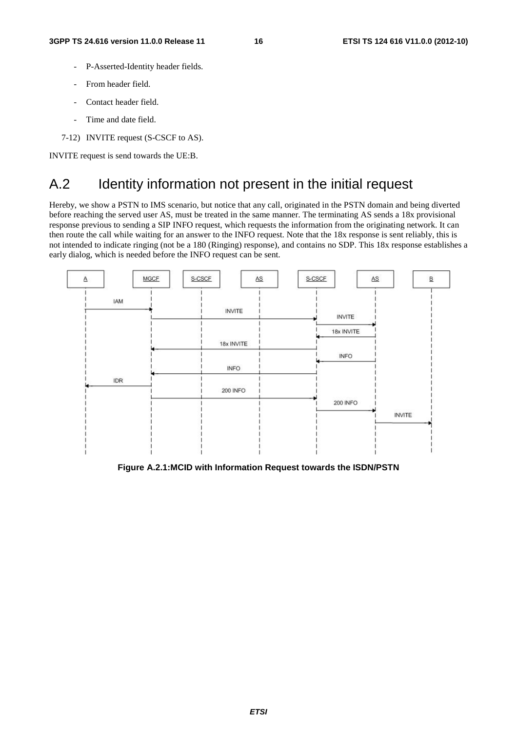- P-Asserted-Identity header fields.
- From header field.
- Contact header field.
- Time and date field.

7-12) INVITE request (S-CSCF to AS).

INVITE request is send towards the UE:B.

# A.2 Identity information not present in the initial request

Hereby, we show a PSTN to IMS scenario, but notice that any call, originated in the PSTN domain and being diverted before reaching the served user AS, must be treated in the same manner. The terminating AS sends a 18x provisional response previous to sending a SIP INFO request, which requests the information from the originating network. It can then route the call while waiting for an answer to the INFO request. Note that the 18x response is sent reliably, this is not intended to indicate ringing (not be a 180 (Ringing) response), and contains no SDP. This 18x response establishes a early dialog, which is needed before the INFO request can be sent.

**Figure A.2.1:MCID with Information Request towards the ISDN/PSTN**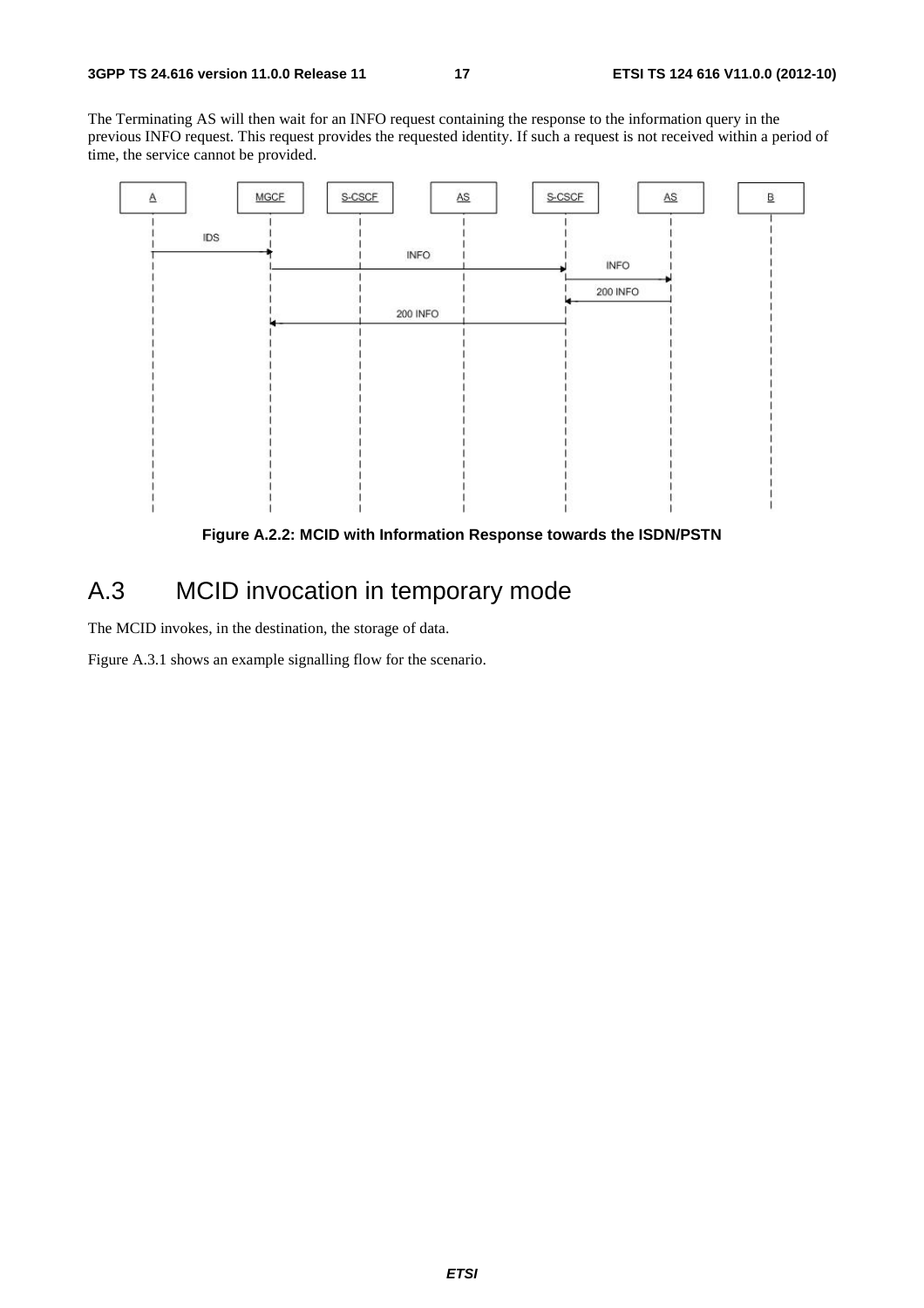The Terminating AS will then wait for an INFO request containing the response to the information query in the previous INFO request. This request provides the requested identity. If such a request is not received within a period of time, the service cannot be provided.

**Figure A.2.2: MCID with Information Response towards the ISDN/PSTN**

# A.3 MCID invocation in temporary mode

The MCID invokes, in the destination, the storage of data.

Figure A.3.1 shows an example signalling flow for the scenario.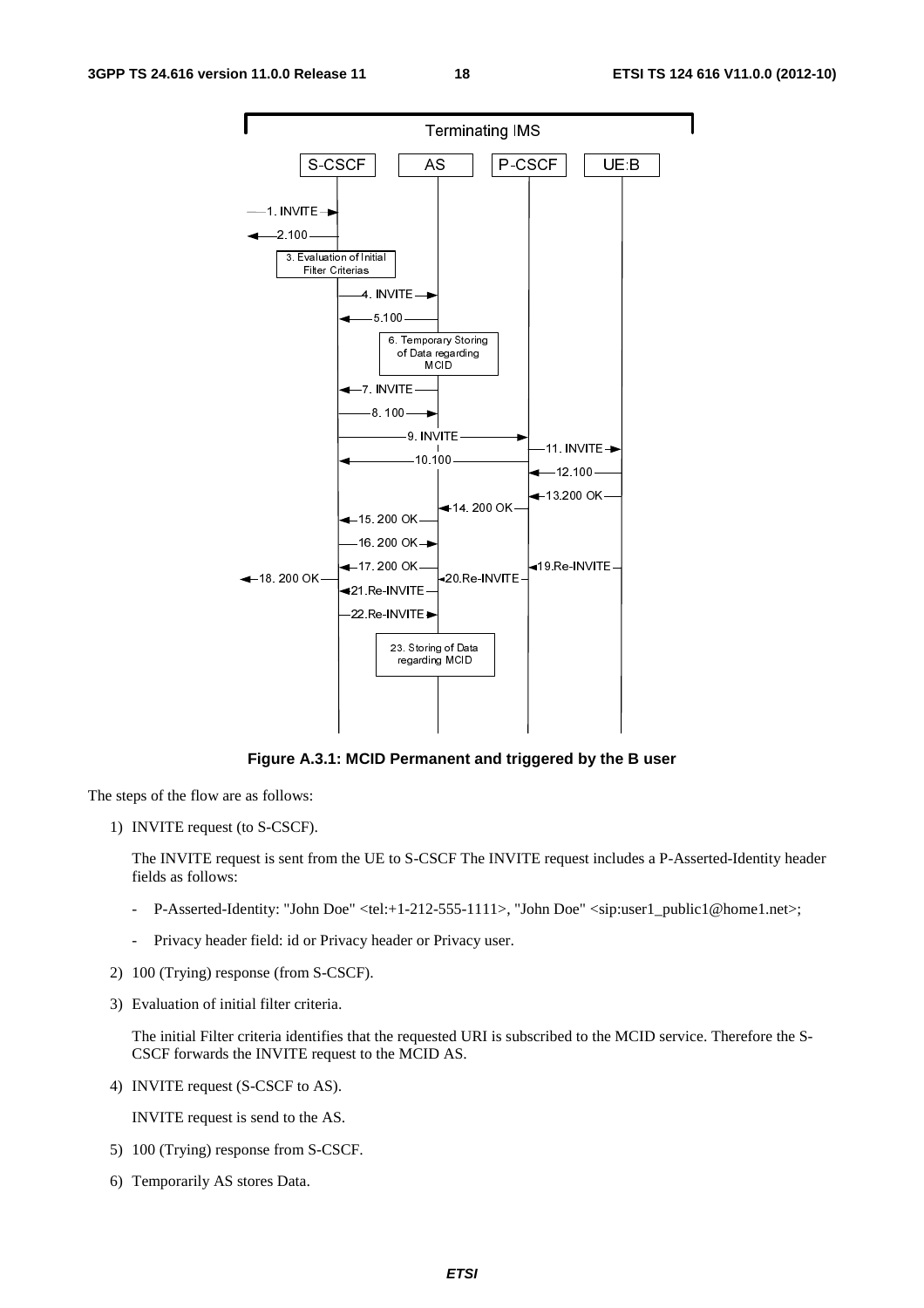**Figure A.3.1: MCID Permanent and triggered by the B user**

The steps of the flow are as follows:

1) INVITE request (to S-CSCF).

   The INVITE request is sent from the UE to S-CSCF The INVITE request includes a P-Asserted-Identity header fields as follows:

   - P-Asserted-Identity: "John Doe" <tel:+1-212-555-1111>, "John Doe" <sip:user1_public1@home1.net>;

   - Privacy header field: id or Privacy header or Privacy user.

2) 100 (Trying) response (from S-CSCF).

3) Evaluation of initial filter criteria.

   The initial Filter criteria identifies that the requested URI is subscribed to the MCID service. Therefore the S-CSCF forwards the INVITE request to the MCID AS.

4) INVITE request (S-CSCF to AS).

   INVITE request is send to the AS.

5) 100 (Trying) response from S-CSCF.

6) Temporarily AS stores Data.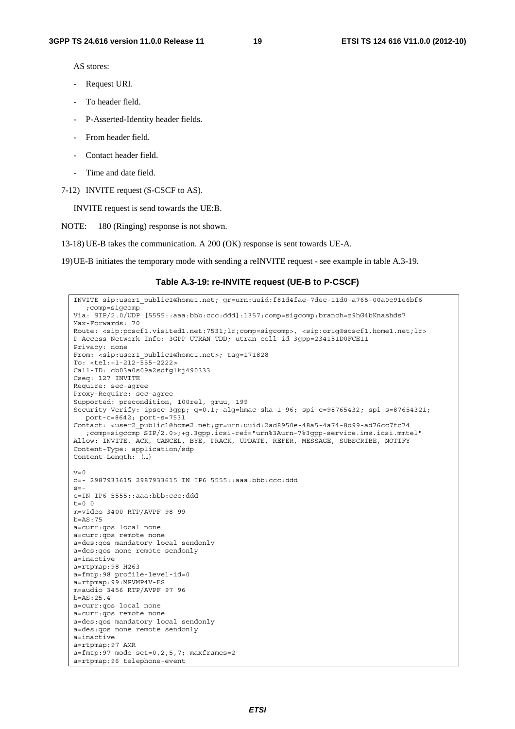AS stores:

- Request URI.
- To header field.
- P-Asserted-Identity header fields.
- From header field.
- Contact header field.
- Time and date field.

7-12) INVITE request (S-CSCF to AS).

INVITE request is send towards the UE:B.

NOTE: 180 (Ringing) response is not shown.

13-18) UE-B takes the communication. A 200 (OK) response is sent towards UE-A.

19) UE-B initiates the temporary mode with sending a reINVITE request - see example in table A.3-19.

**Table A.3-19: re-INVITE request (UE-B to P-CSCF)**

```
INVITE sip:user1_public1@home1.net; gr=urn:uuid:f81d4fae-7dec-11d0-a765-00a0c91e6bf6
   ;comp=sigcomp
Via: SIP/2.0/UDP [5555::aaa:bbb:ccc:ddd]:1357;comp=sigcomp;branch=z9hG4bKnashds7
Max-Forwards: 70
Route: <sip:pcscf1.visited1.net:7531;lr;comp=sigcomp>, <sip:orig@scscf1.home1.net;lr>
P-Access-Network-Info: 3GPP-UTRAN-TDD; utran-cell-id-3gpp=234151D0FCE11
Privacy: none
From: <sip:user1_public1@home1.net>; tag=171828
To: <tel:+1-212-555-2222>
Call-ID: cb03a0s09a2sdfglkj490333
Cseq: 127 INVITE
Require: sec-agree
Proxy-Require: sec-agree
Supported: precondition, 100rel, gruu, 199
Security-Verify: ipsec-3gpp; q=0.1; alg=hmac-sha-1-96; spi-c=98765432; spi-s=87654321;
   port-c=8642; port-s=7531
Contact: <user2_public1@home2.net;gr=urn:uuid:2ad8950e-48a5-4a74-8d99-ad76cc7fc74
   ;comp=sigcomp SIP/2.0>;+g.3gpp.icsi-ref="urn%3Aurn-7%3gpp-service.ims.icsi.mmtel"
Allow: INVITE, ACK, CANCEL, BYE, PRACK, UPDATE, REFER, MESSAGE, SUBSCRIBE, NOTIFY
Content-Type: application/sdp
Content-Length: (…)

v=0
o=- 2987933615 2987933615 IN IP6 5555::aaa:bbb:ccc:ddd
s=-
c=IN IP6 5555::aaa:bbb:ccc:ddd
t=0 0
m=video 3400 RTP/AVPF 98 99
b=AS:75
a=curr:qos local none
a=curr:qos remote none
a=des:qos mandatory local sendonly
a=des:qos none remote sendonly
a=inactive
a=rtpmap:98 H263
a=fmtp:98 profile-level-id=0
a=rtpmap:99:MPVMP4V-ES
m=audio 3456 RTP/AVPF 97 96
b=AS:25.4
a=curr:qos local none
a=curr:qos remote none
a=des:qos mandatory local sendonly
a=des:qos none remote sendonly
a=inactive
a=rtpmap:97 AMR
a=fmtp:97 mode-set=0,2,5,7; maxframes=2
a=rtpmap:96 telephone-event
```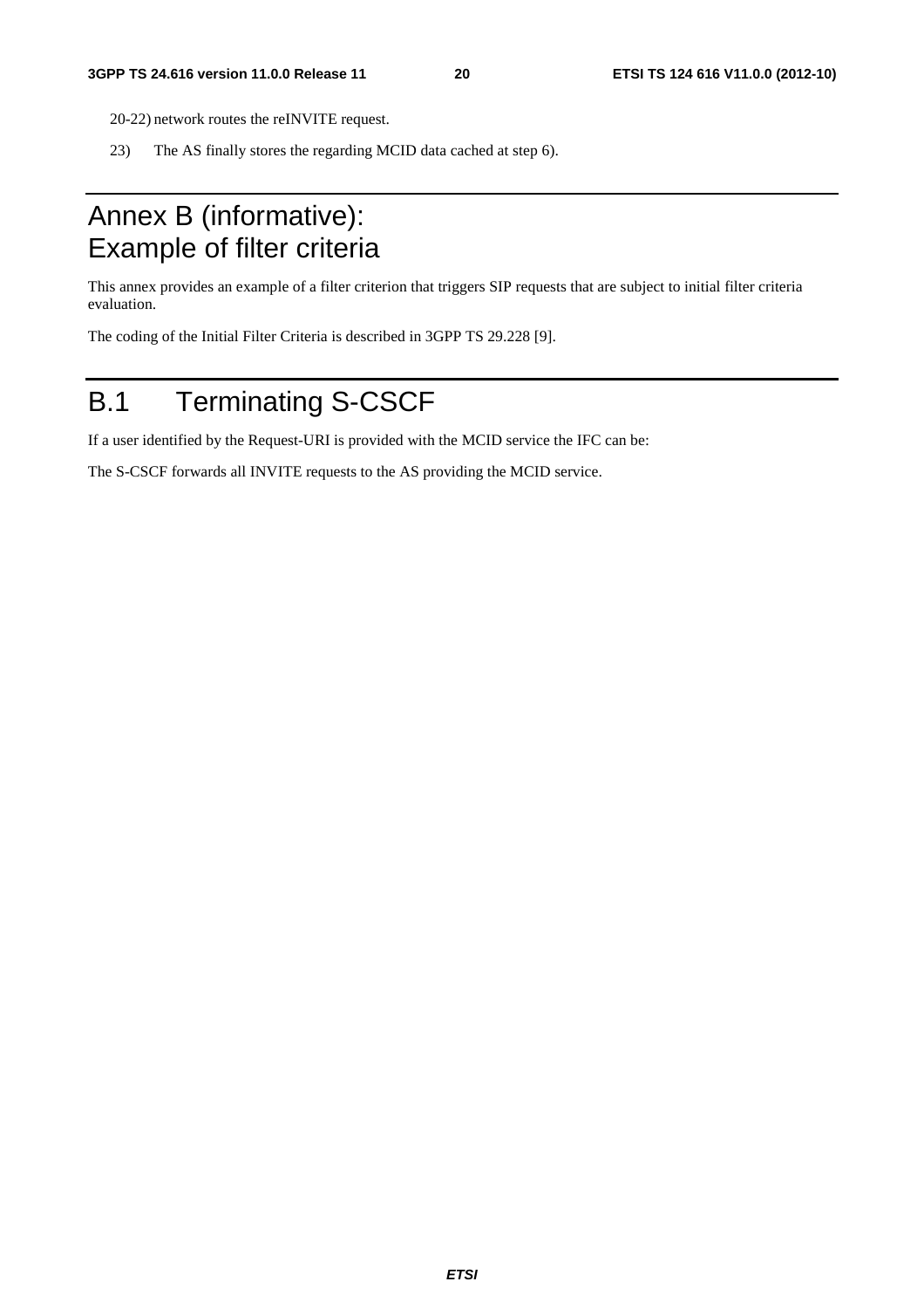20-22) network routes the reINVITE request.

23) The AS finally stores the regarding MCID data cached at step 6).

# Annex B (informative): Example of filter criteria

This annex provides an example of a filter criterion that triggers SIP requests that are subject to initial filter criteria evaluation.

The coding of the Initial Filter Criteria is described in 3GPP TS 29.228 [9].

# B.1 Terminating S-CSCF

If a user identified by the Request-URI is provided with the MCID service the IFC can be:

The S-CSCF forwards all INVITE requests to the AS providing the MCID service.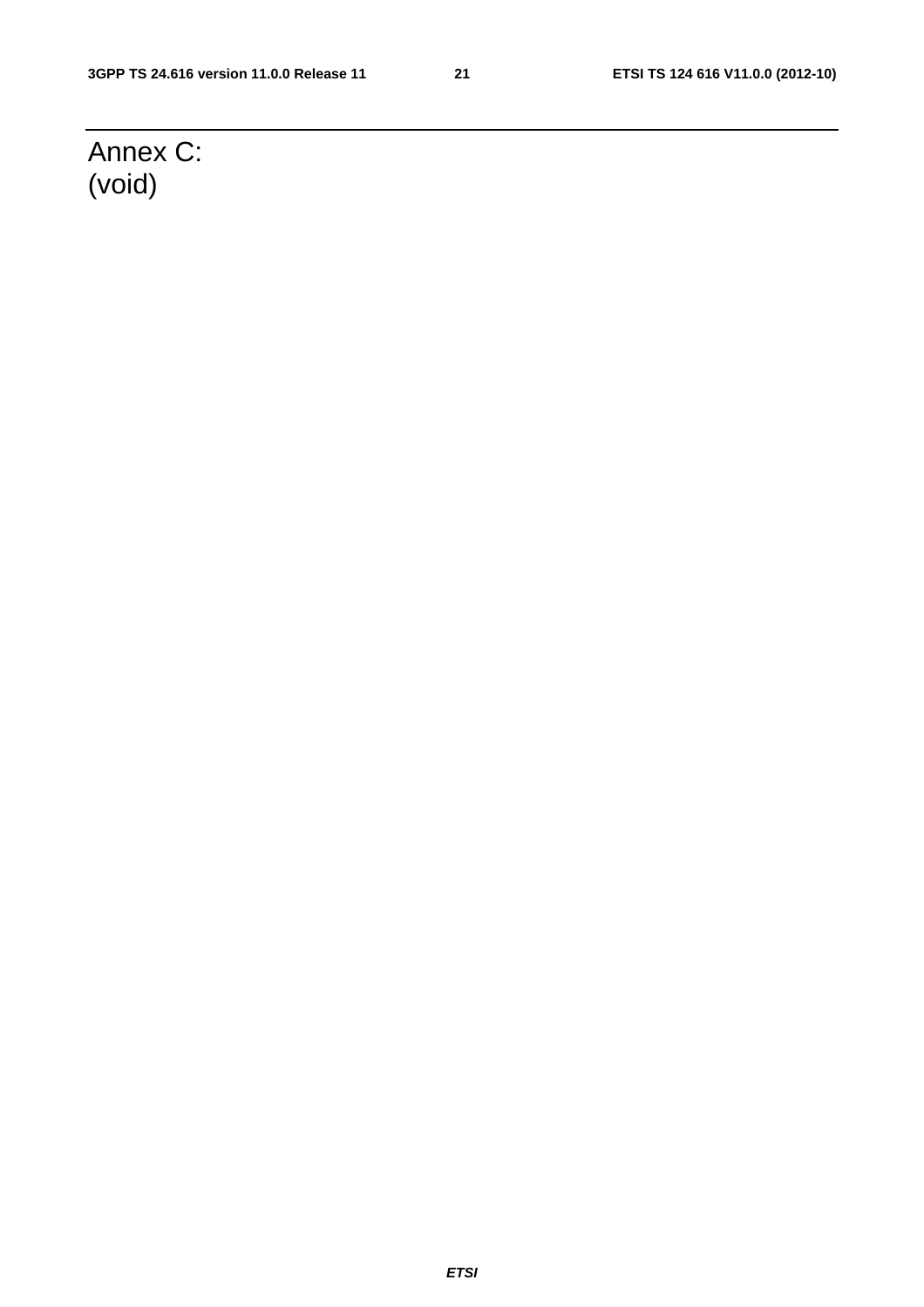# Annex C: (void)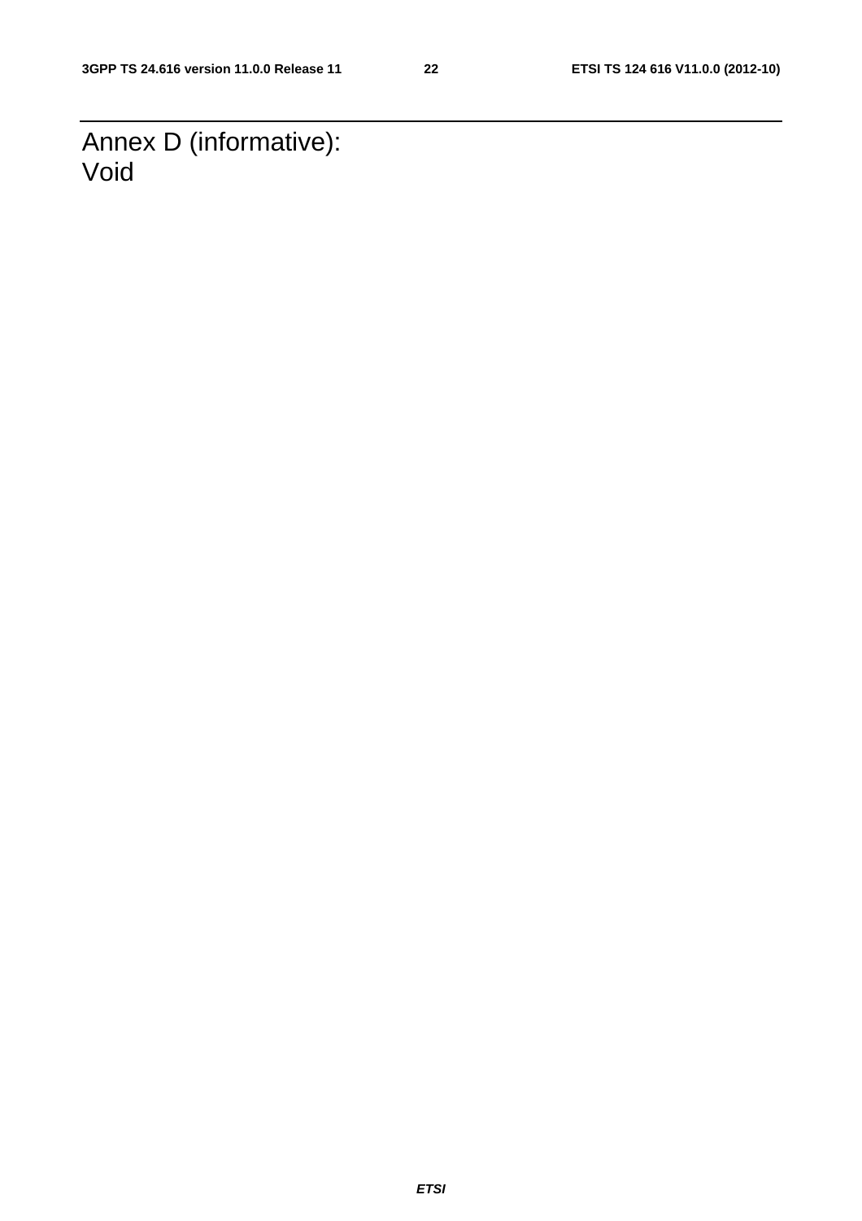# Annex D (informative): Void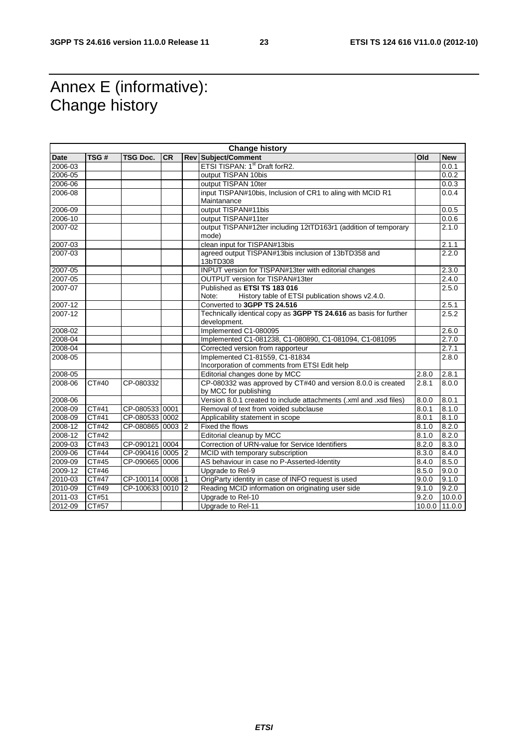# Annex E (informative): Change history

| Change history | | | | | | | |
|---|---|---|---|---|---|---|---|
| **Date** | **TSG #** | **TSG Doc.** | **CR** | **Rev** | **Subject/Comment** | **Old** | **New** |
| 2006-03 | | | | | ETSI TISPAN: 1st Draft forR2. | | 0.0.1 |
| 2006-05 | | | | | output TISPAN 10bis | | 0.0.2 |
| 2006-06 | | | | | output TISPAN 10ter | | 0.0.3 |
| 2006-08 | | | | | input TISPAN#10bis, Inclusion of CR1 to aling with MCID R1 Maintanance | | 0.0.4 |
| 2006-09 | | | | | output TISPAN#11bis | | 0.0.5 |
| 2006-10 | | | | | output TISPAN#11ter | | 0.0.6 |
| 2007-02 | | | | | output TISPAN#12ter including 12tTD163r1 (addition of temporary mode) | | 2.1.0 |
| 2007-03 | | | | | clean input for TISPAN#13bis | | 2.1.1 |
| 2007-03 | | | | | agreed output TISPAN#13bis inclusion of 13bTD358 and 13bTD308 | | 2.2.0 |
| 2007-05 | | | | | INPUT version for TISPAN#13ter with editorial changes | | 2.3.0 |
| 2007-05 | | | | | OUTPUT version for TISPAN#13ter | | 2.4.0 |
| 2007-07 | | | | | Published as **ETSI TS 183 016**<br>Note: History table of ETSI publication shows v2.4.0. | | 2.5.0 |
| 2007-12 | | | | | Converted to **3GPP TS 24.516** | | 2.5.1 |
| 2007-12 | | | | | Technically identical copy as **3GPP TS 24.616** as basis for further development. | | 2.5.2 |
| 2008-02 | | | | | Implemented C1-080095 | | 2.6.0 |
| 2008-04 | | | | | Implemented C1-081238, C1-080890, C1-081094, C1-081095 | | 2.7.0 |
| 2008-04 | | | | | Corrected version from rapporteur | | 2.7.1 |
| 2008-05 | | | | | Implemented C1-81559, C1-81834<br>Incorporation of comments from ETSI Edit help | | 2.8.0 |
| 2008-05 | | | | | Editorial changes done by MCC | 2.8.0 | 2.8.1 |
| 2008-06 | CT#40 | CP-080332 | | | CP-080332 was approved by CT#40 and version 8.0.0 is created by MCC for publishing | 2.8.1 | 8.0.0 |
| 2008-06 | | | | | Version 8.0.1 created to include attachments (.xml and .xsd files) | 8.0.0 | 8.0.1 |
| 2008-09 | CT#41 | CP-080533 | 0001 | | Removal of text from voided subclause | 8.0.1 | 8.1.0 |
| 2008-09 | CT#41 | CP-080533 | 0002 | | Applicability statement in scope | 8.0.1 | 8.1.0 |
| 2008-12 | CT#42 | CP-080865 | 0003 | 2 | Fixed the flows | 8.1.0 | 8.2.0 |
| 2008-12 | CT#42 | | | | Editorial cleanup by MCC | 8.1.0 | 8.2.0 |
| 2009-03 | CT#43 | CP-090121 | 0004 | | Correction of URN-value for Service Identifiers | 8.2.0 | 8.3.0 |
| 2009-06 | CT#44 | CP-090416 | 0005 | 2 | MCID with temporary subscription | 8.3.0 | 8.4.0 |
| 2009-09 | CT#45 | CP-090665 | 0006 | | AS behaviour in case no P-Asserted-Identity | 8.4.0 | 8.5.0 |
| 2009-12 | CT#46 | | | | Upgrade to Rel-9 | 8.5.0 | 9.0.0 |
| 2010-03 | CT#47 | CP-100114 | 0008 | 1 | OrigParty identity in case of INFO request is used | 9.0.0 | 9.1.0 |
| 2010-09 | CT#49 | CP-100633 | 0010 | 2 | Reading MCID information on originating user side | 9.1.0 | 9.2.0 |
| 2011-03 | CT#51 | | | | Upgrade to Rel-10 | 9.2.0 | 10.0.0 |
| 2012-09 | CT#57 | | | | Upgrade to Rel-11 | 10.0.0 | 11.0.0 |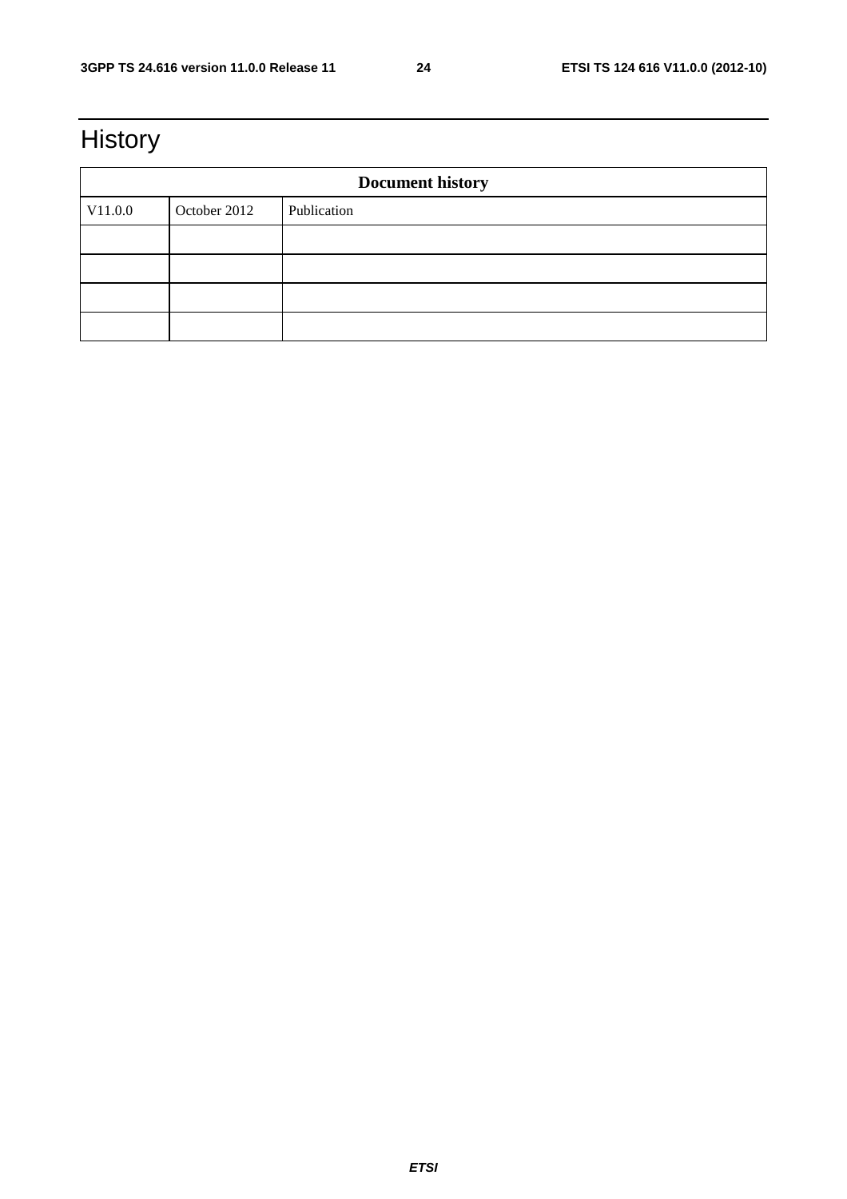# History

| Document history | | |
| --- | --- | --- |
| V11.0.0 | October 2012 | Publication |
| | | |
| | | |
| | | |
| | | |